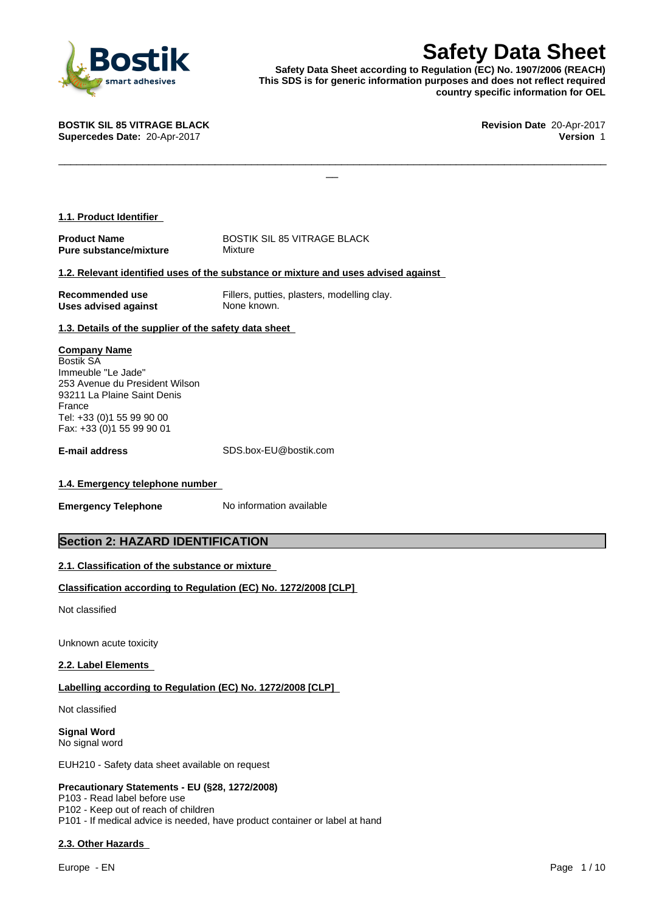# Safety Data Sheet

**Safety Data Sheet according to Regulation (EC) No. 1907/2006 (REACH)**
**This SDS is for generic information purposes and does not reflect required country specific information for OEL**

**BOSTIK SIL 85 VITRAGE BLACK**
**Supercedes Date:** 20-Apr-2017

**Revision Date** 20-Apr-2017
**Version** 1

### 1.1. Product Identifier

| | |
|---|---|
| **Product Name** | BOSTIK SIL 85 VITRAGE BLACK |
| **Pure substance/mixture** | Mixture |

### 1.2. Relevant identified uses of the substance or mixture and uses advised against

| | |
|---|---|
| **Recommended use** | Fillers, putties, plasters, modelling clay. |
| **Uses advised against** | None known. |

### 1.3. Details of the supplier of the safety data sheet

**Company Name**
Bostik SA
Immeuble "Le Jade"
253 Avenue du President Wilson
93211 La Plaine Saint Denis
France
Tel: +33 (0)1 55 99 90 00
Fax: +33 (0)1 55 99 90 01

**E-mail address** SDS.box-EU@bostik.com

### 1.4. Emergency telephone number

**Emergency Telephone** No information available

## Section 2: HAZARD IDENTIFICATION

### 2.1. Classification of the substance or mixture

**Classification according to Regulation (EC) No. 1272/2008 [CLP]**

Not classified

Unknown acute toxicity

### 2.2. Label Elements

**Labelling according to Regulation (EC) No. 1272/2008 [CLP]**

Not classified

**Signal Word**
No signal word

EUH210 - Safety data sheet available on request

**Precautionary Statements - EU (§28, 1272/2008)**
P103 - Read label before use
P102 - Keep out of reach of children
P101 - If medical advice is needed, have product container or label at hand

### 2.3. Other Hazards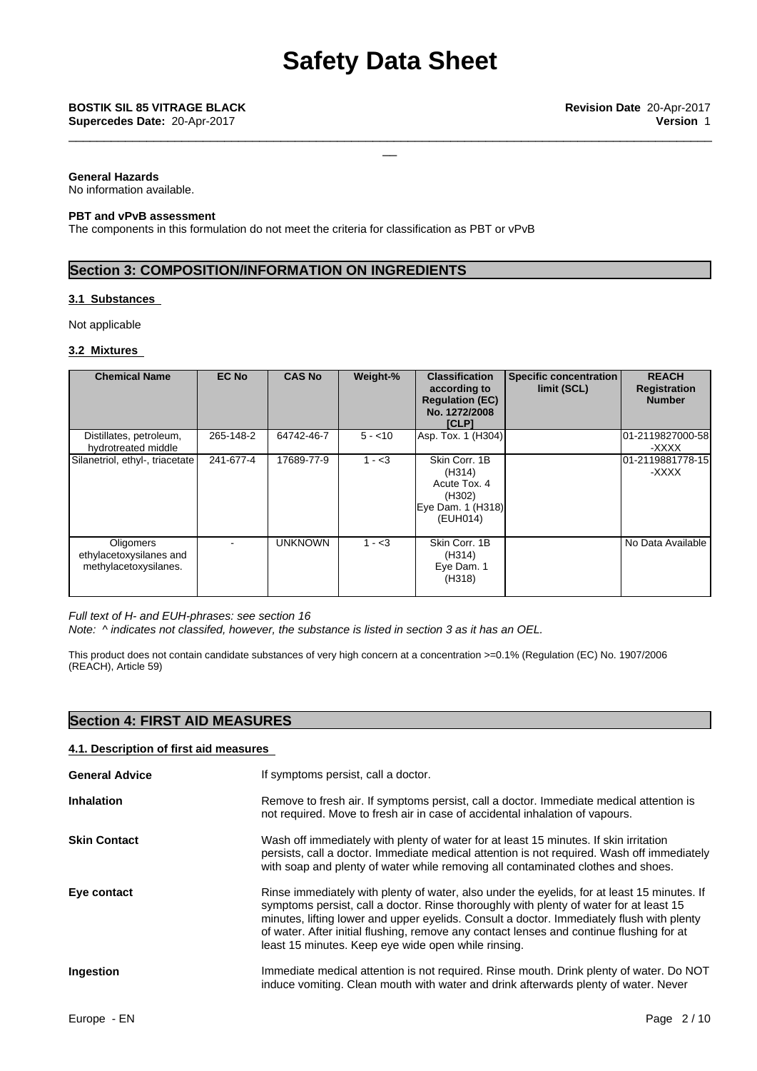**General Hazards**
No information available.

**PBT and vPvB assessment**
The components in this formulation do not meet the criteria for classification as PBT or vPvB

## Section 3: COMPOSITION/INFORMATION ON INGREDIENTS

### 3.1 Substances

Not applicable

### 3.2 Mixtures

| Chemical Name | EC No | CAS No | Weight-% | Classification according to Regulation (EC) No. 1272/2008 [CLP] | Specific concentration limit (SCL) | REACH Registration Number |
|---|---|---|---|---|---|---|
| Distillates, petroleum, hydrotreated middle | 265-148-2 | 64742-46-7 | 5 - <10 | Asp. Tox. 1 (H304) | | 01-2119827000-58-XXXX |
| Silanetriol, ethyl-, triacetate | 241-677-4 | 17689-77-9 | 1 - <3 | Skin Corr. 1B (H314) Acute Tox. 4 (H302) Eye Dam. 1 (H318) (EUH014) | | 01-2119881778-15-XXXX |
| Oligomers ethylacetoxysilanes and methylacetoxysilanes. | - | UNKNOWN | 1 - <3 | Skin Corr. 1B (H314) Eye Dam. 1 (H318) | | No Data Available |

*Full text of H- and EUH-phrases: see section 16*
*Note: ^ indicates not classifed, however, the substance is listed in section 3 as it has an OEL.*

This product does not contain candidate substances of very high concern at a concentration >=0.1% (Regulation (EC) No. 1907/2006 (REACH), Article 59)

## Section 4: FIRST AID MEASURES

### 4.1. Description of first aid measures

**General Advice**
If symptoms persist, call a doctor.

**Inhalation**
Remove to fresh air. If symptoms persist, call a doctor. Immediate medical attention is not required. Move to fresh air in case of accidental inhalation of vapours.

**Skin Contact**
Wash off immediately with plenty of water for at least 15 minutes. If skin irritation persists, call a doctor. Immediate medical attention is not required. Wash off immediately with soap and plenty of water while removing all contaminated clothes and shoes.

**Eye contact**
Rinse immediately with plenty of water, also under the eyelids, for at least 15 minutes. If symptoms persist, call a doctor. Rinse thoroughly with plenty of water for at least 15 minutes, lifting lower and upper eyelids. Consult a doctor. Immediately flush with plenty of water. After initial flushing, remove any contact lenses and continue flushing for at least 15 minutes. Keep eye wide open while rinsing.

**Ingestion**
Immediate medical attention is not required. Rinse mouth. Drink plenty of water. Do NOT induce vomiting. Clean mouth with water and drink afterwards plenty of water. Never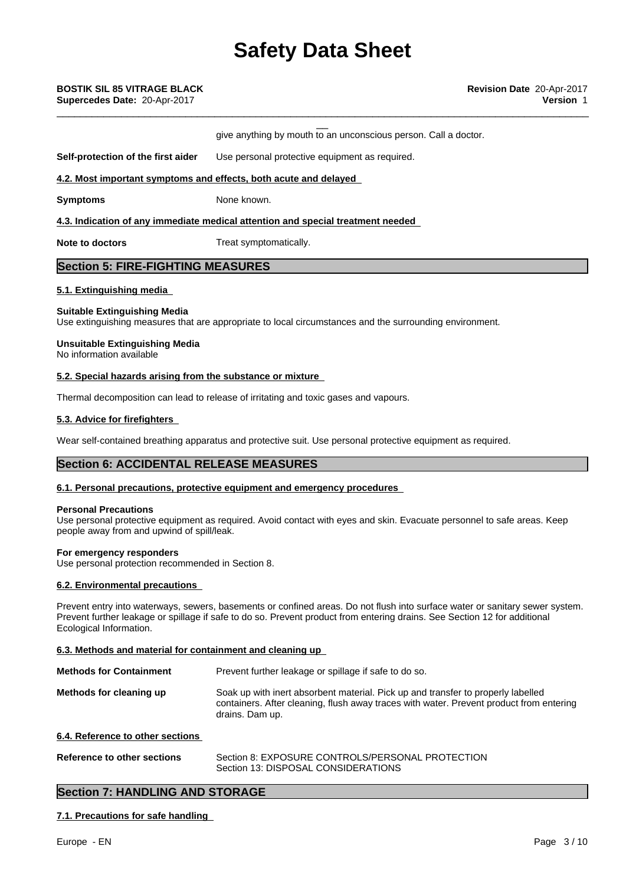give anything by mouth to an unconscious person. Call a doctor.

**Self-protection of the first aider** Use personal protective equipment as required.

### 4.2. Most important symptoms and effects, both acute and delayed

**Symptoms** None known.

### 4.3. Indication of any immediate medical attention and special treatment needed

**Note to doctors** Treat symptomatically.

## Section 5: FIRE-FIGHTING MEASURES

### 5.1. Extinguishing media

**Suitable Extinguishing Media**
Use extinguishing measures that are appropriate to local circumstances and the surrounding environment.

**Unsuitable Extinguishing Media**
No information available

### 5.2. Special hazards arising from the substance or mixture

Thermal decomposition can lead to release of irritating and toxic gases and vapours.

### 5.3. Advice for firefighters

Wear self-contained breathing apparatus and protective suit. Use personal protective equipment as required.

## Section 6: ACCIDENTAL RELEASE MEASURES

### 6.1. Personal precautions, protective equipment and emergency procedures

**Personal Precautions**
Use personal protective equipment as required. Avoid contact with eyes and skin. Evacuate personnel to safe areas. Keep people away from and upwind of spill/leak.

**For emergency responders**
Use personal protection recommended in Section 8.

### 6.2. Environmental precautions

Prevent entry into waterways, sewers, basements or confined areas. Do not flush into surface water or sanitary sewer system. Prevent further leakage or spillage if safe to do so. Prevent product from entering drains. See Section 12 for additional Ecological Information.

### 6.3. Methods and material for containment and cleaning up

**Methods for Containment** Prevent further leakage or spillage if safe to do so.

**Methods for cleaning up** Soak up with inert absorbent material. Pick up and transfer to properly labelled containers. After cleaning, flush away traces with water. Prevent product from entering drains. Dam up.

### 6.4. Reference to other sections

**Reference to other sections** Section 8: EXPOSURE CONTROLS/PERSONAL PROTECTION
Section 13: DISPOSAL CONSIDERATIONS

## Section 7: HANDLING AND STORAGE

### 7.1. Precautions for safe handling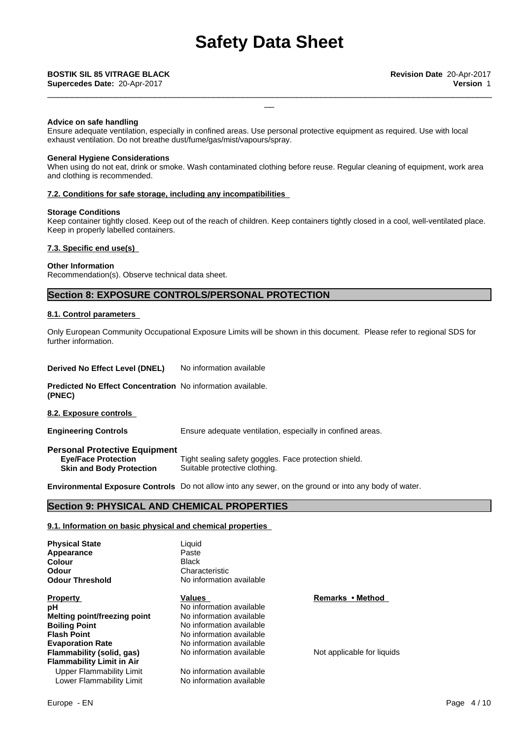**Advice on safe handling**
Ensure adequate ventilation, especially in confined areas. Use personal protective equipment as required. Use with local exhaust ventilation. Do not breathe dust/fume/gas/mist/vapours/spray.

**General Hygiene Considerations**
When using do not eat, drink or smoke. Wash contaminated clothing before reuse. Regular cleaning of equipment, work area and clothing is recommended.

**7.2. Conditions for safe storage, including any incompatibilities**

**Storage Conditions**
Keep container tightly closed. Keep out of the reach of children. Keep containers tightly closed in a cool, well-ventilated place. Keep in properly labelled containers.

**7.3. Specific end use(s)**

**Other Information**
Recommendation(s). Observe technical data sheet.

## Section 8: EXPOSURE CONTROLS/PERSONAL PROTECTION

**8.1. Control parameters**

Only European Community Occupational Exposure Limits will be shown in this document. Please refer to regional SDS for further information.

**Derived No Effect Level (DNEL)** No information available

**Predicted No Effect Concentration (PNEC)** No information available.

**8.2. Exposure controls**

**Engineering Controls** Ensure adequate ventilation, especially in confined areas.

**Personal Protective Equipment**

**Eye/Face Protection** Tight sealing safety goggles. Face protection shield.
**Skin and Body Protection** Suitable protective clothing.

**Environmental Exposure Controls** Do not allow into any sewer, on the ground or into any body of water.

## Section 9: PHYSICAL AND CHEMICAL PROPERTIES

**9.1. Information on basic physical and chemical properties**

**Physical State** Liquid
**Appearance** Paste
**Colour** Black
**Odour** Characteristic
**Odour Threshold** No information available

| Property | Values | Remarks • Method |
|---|---|---|
| **pH** | No information available | |
| **Melting point/freezing point** | No information available | |
| **Boiling Point** | No information available | |
| **Flash Point** | No information available | |
| **Evaporation Rate** | No information available | |
| **Flammability (solid, gas)** | No information available | Not applicable for liquids |
| **Flammability Limit in Air** | | |
| Upper Flammability Limit | No information available | |
| Lower Flammability Limit | No information available | |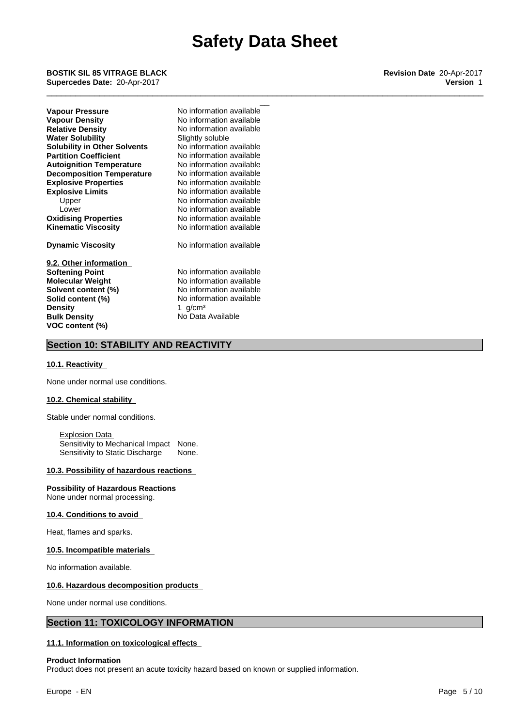| | |
|---|---|
| **Vapour Pressure** | No information available |
| **Vapour Density** | No information available |
| **Relative Density** | No information available |
| **Water Solubility** | Slightly soluble |
| **Solubility in Other Solvents** | No information available |
| **Partition Coefficient** | No information available |
| **Autoignition Temperature** | No information available |
| **Decomposition Temperature** | No information available |
| **Explosive Properties** | No information available |
| **Explosive Limits** | No information available |
| Upper | No information available |
| Lower | No information available |
| **Oxidising Properties** | No information available |
| **Kinematic Viscosity** | No information available |
| **Dynamic Viscosity** | No information available |

**9.2. Other information**

| | |
|---|---|
| **Softening Point** | No information available |
| **Molecular Weight** | No information available |
| **Solvent content (%)** | No information available |
| **Solid content (%)** | No information available |
| **Density** | 1 g/cm³ |
| **Bulk Density** | No Data Available |
| **VOC content (%)** | |

## Section 10: STABILITY AND REACTIVITY

### 10.1. Reactivity

None under normal use conditions.

### 10.2. Chemical stability

Stable under normal conditions.

Explosion Data

| | |
|---|---|
| Sensitivity to Mechanical Impact | None. |
| Sensitivity to Static Discharge | None. |

### 10.3. Possibility of hazardous reactions

**Possibility of Hazardous Reactions**
None under normal processing.

### 10.4. Conditions to avoid

Heat, flames and sparks.

### 10.5. Incompatible materials

No information available.

### 10.6. Hazardous decomposition products

None under normal use conditions.

## Section 11: TOXICOLOGY INFORMATION

### 11.1. Information on toxicological effects

**Product Information**
Product does not present an acute toxicity hazard based on known or supplied information.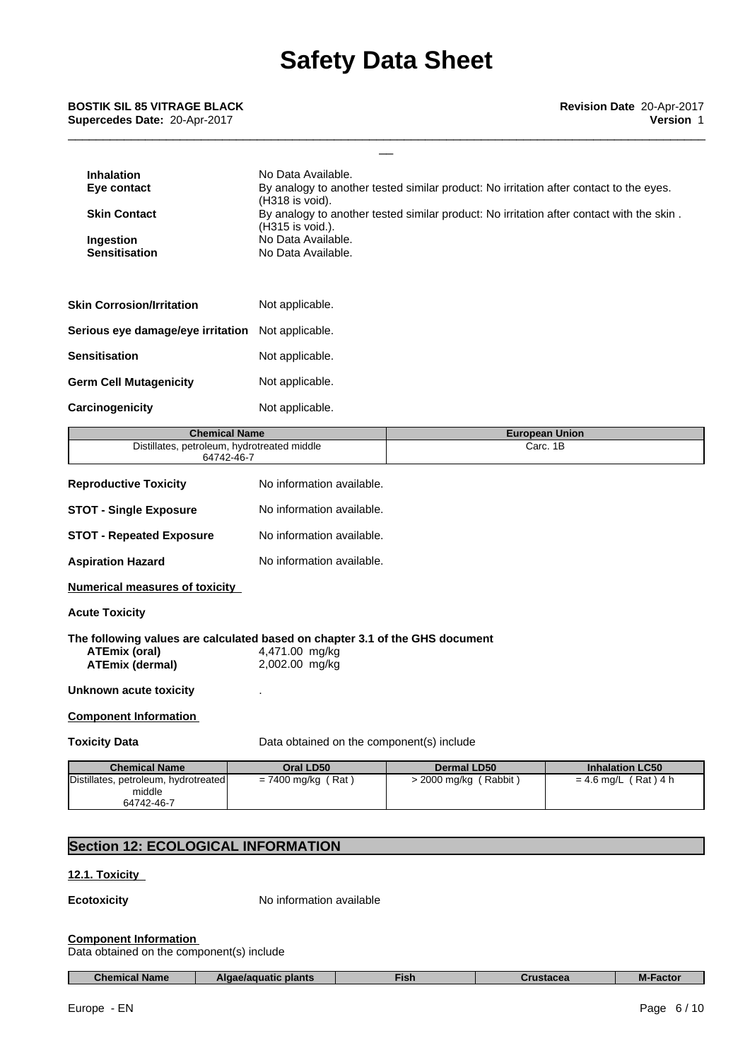| | |
|---|---|
| **Inhalation** | No Data Available. |
| **Eye contact** | By analogy to another tested similar product: No irritation after contact to the eyes. (H318 is void). |
| **Skin Contact** | By analogy to another tested similar product: No irritation after contact with the skin . (H315 is void.). |
| **Ingestion** | No Data Available. |
| **Sensitisation** | No Data Available. |

**Skin Corrosion/Irritation** Not applicable.

**Serious eye damage/eye irritation** Not applicable.

**Sensitisation** Not applicable.

**Germ Cell Mutagenicity** Not applicable.

**Carcinogenicity** Not applicable.

| Chemical Name | European Union |
|---|---|
| Distillates, petroleum, hydrotreated middle<br>64742-46-7 | Carc. 1B |

**Reproductive Toxicity** No information available.

**STOT - Single Exposure** No information available.

**STOT - Repeated Exposure** No information available.

**Aspiration Hazard** No information available.

**Numerical measures of toxicity**

**Acute Toxicity**

**The following values are calculated based on chapter 3.1 of the GHS document**

**ATEmix (oral)** 4,471.00 mg/kg
**ATEmix (dermal)** 2,002.00 mg/kg

**Unknown acute toxicity** .

**Component Information**

**Toxicity Data** Data obtained on the component(s) include

| Chemical Name | Oral LD50 | Dermal LD50 | Inhalation LC50 |
|---|---|---|---|
| Distillates, petroleum, hydrotreated middle<br>64742-46-7 | = 7400 mg/kg ( Rat ) | > 2000 mg/kg ( Rabbit ) | = 4.6 mg/L ( Rat ) 4 h |

## Section 12: ECOLOGICAL INFORMATION

**12.1. Toxicity**

**Ecotoxicity** No information available

**Component Information**
Data obtained on the component(s) include

| Chemical Name | Algae/aquatic plants | Fish | Crustacea | M-Factor |
|---|---|---|---|---|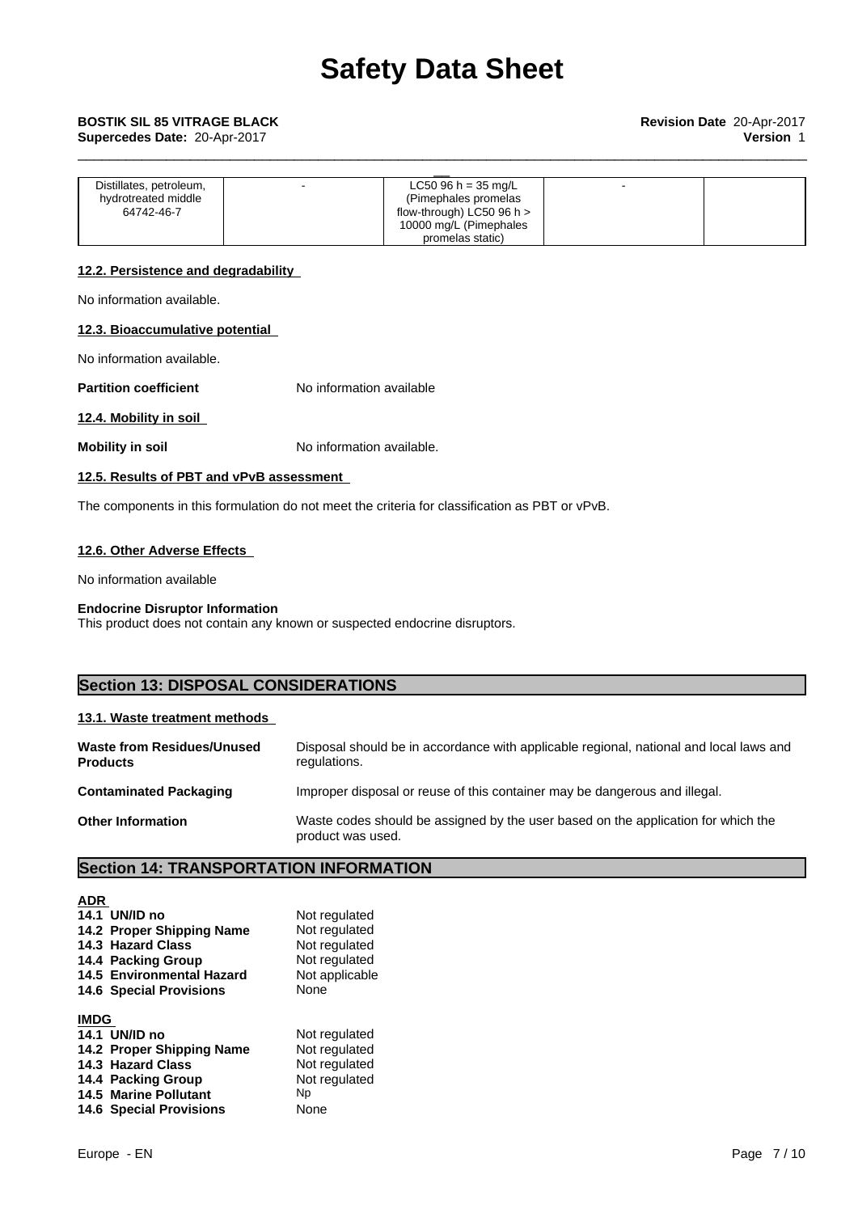| Distillates, petroleum, hydrotreated middle 64742-46-7 | - | LC50 96 h = 35 mg/L (Pimephales promelas flow-through) LC50 96 h > 10000 mg/L (Pimephales promelas static) | - | |
|---|---|---|---|---|

### 12.2. Persistence and degradability

No information available.

### 12.3. Bioaccumulative potential

No information available.

**Partition coefficient** No information available

### 12.4. Mobility in soil

**Mobility in soil** No information available.

### 12.5. Results of PBT and vPvB assessment

The components in this formulation do not meet the criteria for classification as PBT or vPvB.

### 12.6. Other Adverse Effects

No information available

**Endocrine Disruptor Information**
This product does not contain any known or suspected endocrine disruptors.

## Section 13: DISPOSAL CONSIDERATIONS

### 13.1. Waste treatment methods

**Waste from Residues/Unused Products** Disposal should be in accordance with applicable regional, national and local laws and regulations.

**Contaminated Packaging** Improper disposal or reuse of this container may be dangerous and illegal.

**Other Information** Waste codes should be assigned by the user based on the application for which the product was used.

## Section 14: TRANSPORTATION INFORMATION

**ADR**

| | |
|---|---|
| **14.1 UN/ID no** | Not regulated |
| **14.2 Proper Shipping Name** | Not regulated |
| **14.3 Hazard Class** | Not regulated |
| **14.4 Packing Group** | Not regulated |
| **14.5 Environmental Hazard** | Not applicable |
| **14.6 Special Provisions** | None |

**IMDG**

| | |
|---|---|
| **14.1 UN/ID no** | Not regulated |
| **14.2 Proper Shipping Name** | Not regulated |
| **14.3 Hazard Class** | Not regulated |
| **14.4 Packing Group** | Not regulated |
| **14.5 Marine Pollutant** | Np |
| **14.6 Special Provisions** | None |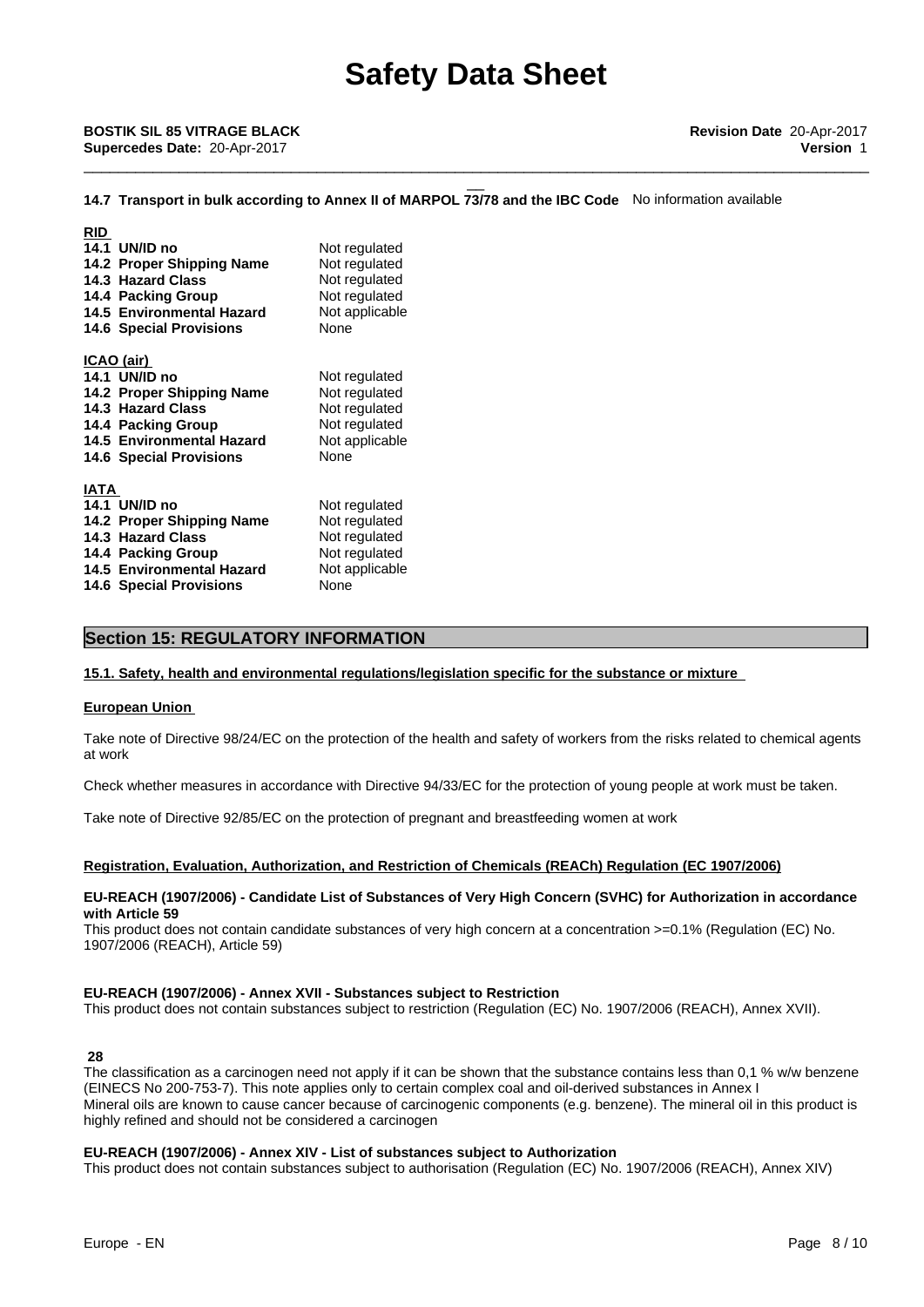**14.7 Transport in bulk according to Annex II of MARPOL 73/78 and the IBC Code** No information available

**RID**

| | |
|---|---|
| **14.1 UN/ID no** | Not regulated |
| **14.2 Proper Shipping Name** | Not regulated |
| **14.3 Hazard Class** | Not regulated |
| **14.4 Packing Group** | Not regulated |
| **14.5 Environmental Hazard** | Not applicable |
| **14.6 Special Provisions** | None |

**ICAO (air)**

| | |
|---|---|
| **14.1 UN/ID no** | Not regulated |
| **14.2 Proper Shipping Name** | Not regulated |
| **14.3 Hazard Class** | Not regulated |
| **14.4 Packing Group** | Not regulated |
| **14.5 Environmental Hazard** | Not applicable |
| **14.6 Special Provisions** | None |

**IATA**

| | |
|---|---|
| **14.1 UN/ID no** | Not regulated |
| **14.2 Proper Shipping Name** | Not regulated |
| **14.3 Hazard Class** | Not regulated |
| **14.4 Packing Group** | Not regulated |
| **14.5 Environmental Hazard** | Not applicable |
| **14.6 Special Provisions** | None |

## Section 15: REGULATORY INFORMATION

**15.1. Safety, health and environmental regulations/legislation specific for the substance or mixture**

**European Union**

Take note of Directive 98/24/EC on the protection of the health and safety of workers from the risks related to chemical agents at work

Check whether measures in accordance with Directive 94/33/EC for the protection of young people at work must be taken.

Take note of Directive 92/85/EC on the protection of pregnant and breastfeeding women at work

**Registration, Evaluation, Authorization, and Restriction of Chemicals (REACh) Regulation (EC 1907/2006)**

**EU-REACH (1907/2006) - Candidate List of Substances of Very High Concern (SVHC) for Authorization in accordance with Article 59**

This product does not contain candidate substances of very high concern at a concentration >=0.1% (Regulation (EC) No. 1907/2006 (REACH), Article 59)

**EU-REACH (1907/2006) - Annex XVII - Substances subject to Restriction**

This product does not contain substances subject to restriction (Regulation (EC) No. 1907/2006 (REACH), Annex XVII).

**28**

The classification as a carcinogen need not apply if it can be shown that the substance contains less than 0,1 % w/w benzene (EINECS No 200-753-7). This note applies only to certain complex coal and oil-derived substances in Annex I
Mineral oils are known to cause cancer because of carcinogenic components (e.g. benzene). The mineral oil in this product is highly refined and should not be considered a carcinogen

**EU-REACH (1907/2006) - Annex XIV - List of substances subject to Authorization**

This product does not contain substances subject to authorisation (Regulation (EC) No. 1907/2006 (REACH), Annex XIV)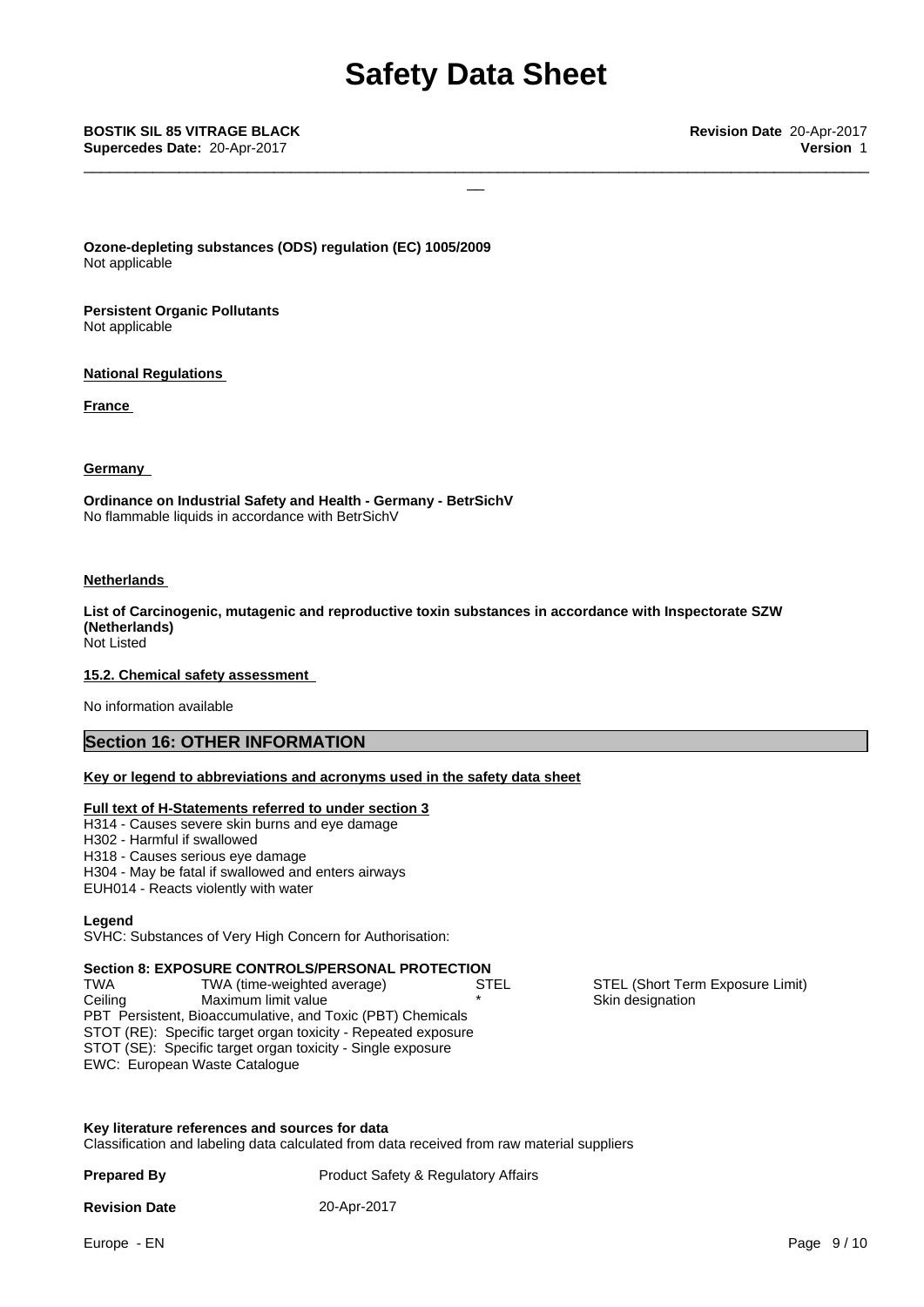**Ozone-depleting substances (ODS) regulation (EC) 1005/2009**
Not applicable

**Persistent Organic Pollutants**
Not applicable

**National Regulations**

**France**

**Germany**

**Ordinance on Industrial Safety and Health - Germany - BetrSichV**
No flammable liquids in accordance with BetrSichV

**Netherlands**

**List of Carcinogenic, mutagenic and reproductive toxin substances in accordance with Inspectorate SZW (Netherlands)**
Not Listed

**15.2. Chemical safety assessment**

No information available

## Section 16: OTHER INFORMATION

**Key or legend to abbreviations and acronyms used in the safety data sheet**

**Full text of H-Statements referred to under section 3**
H314 - Causes severe skin burns and eye damage
H302 - Harmful if swallowed
H318 - Causes serious eye damage
H304 - May be fatal if swallowed and enters airways
EUH014 - Reacts violently with water

**Legend**
SVHC: Substances of Very High Concern for Authorisation:

**Section 8: EXPOSURE CONTROLS/PERSONAL PROTECTION**

| | | | |
|---|---|---|---|
| TWA | TWA (time-weighted average) | STEL | STEL (Short Term Exposure Limit) |
| Ceiling | Maximum limit value | * | Skin designation |

PBT Persistent, Bioaccumulative, and Toxic (PBT) Chemicals
STOT (RE): Specific target organ toxicity - Repeated exposure
STOT (SE): Specific target organ toxicity - Single exposure
EWC: European Waste Catalogue

**Key literature references and sources for data**
Classification and labeling data calculated from data received from raw material suppliers

**Prepared By** Product Safety & Regulatory Affairs

**Revision Date** 20-Apr-2017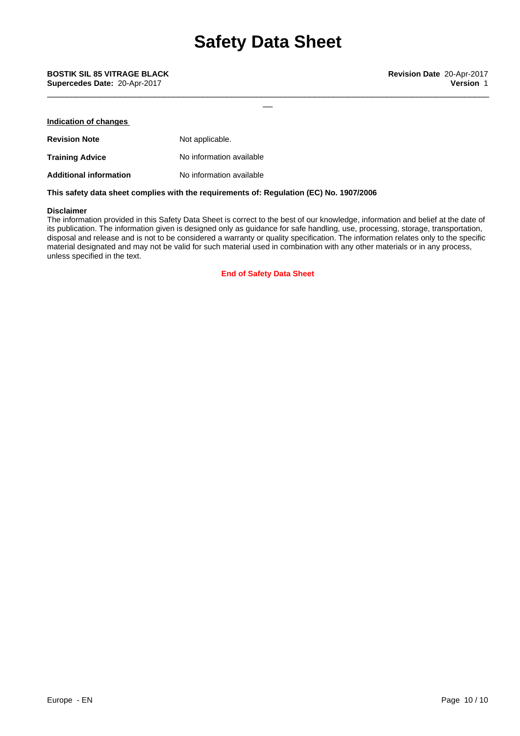**Indication of changes**

| | |
|---|---|
| **Revision Note** | Not applicable. |
| **Training Advice** | No information available |
| **Additional information** | No information available |

**This safety data sheet complies with the requirements of: Regulation (EC) No. 1907/2006**

**Disclaimer**
The information provided in this Safety Data Sheet is correct to the best of our knowledge, information and belief at the date of its publication. The information given is designed only as guidance for safe handling, use, processing, storage, transportation, disposal and release and is not to be considered a warranty or quality specification. The information relates only to the specific material designated and may not be valid for such material used in combination with any other materials or in any process, unless specified in the text.

**End of Safety Data Sheet**